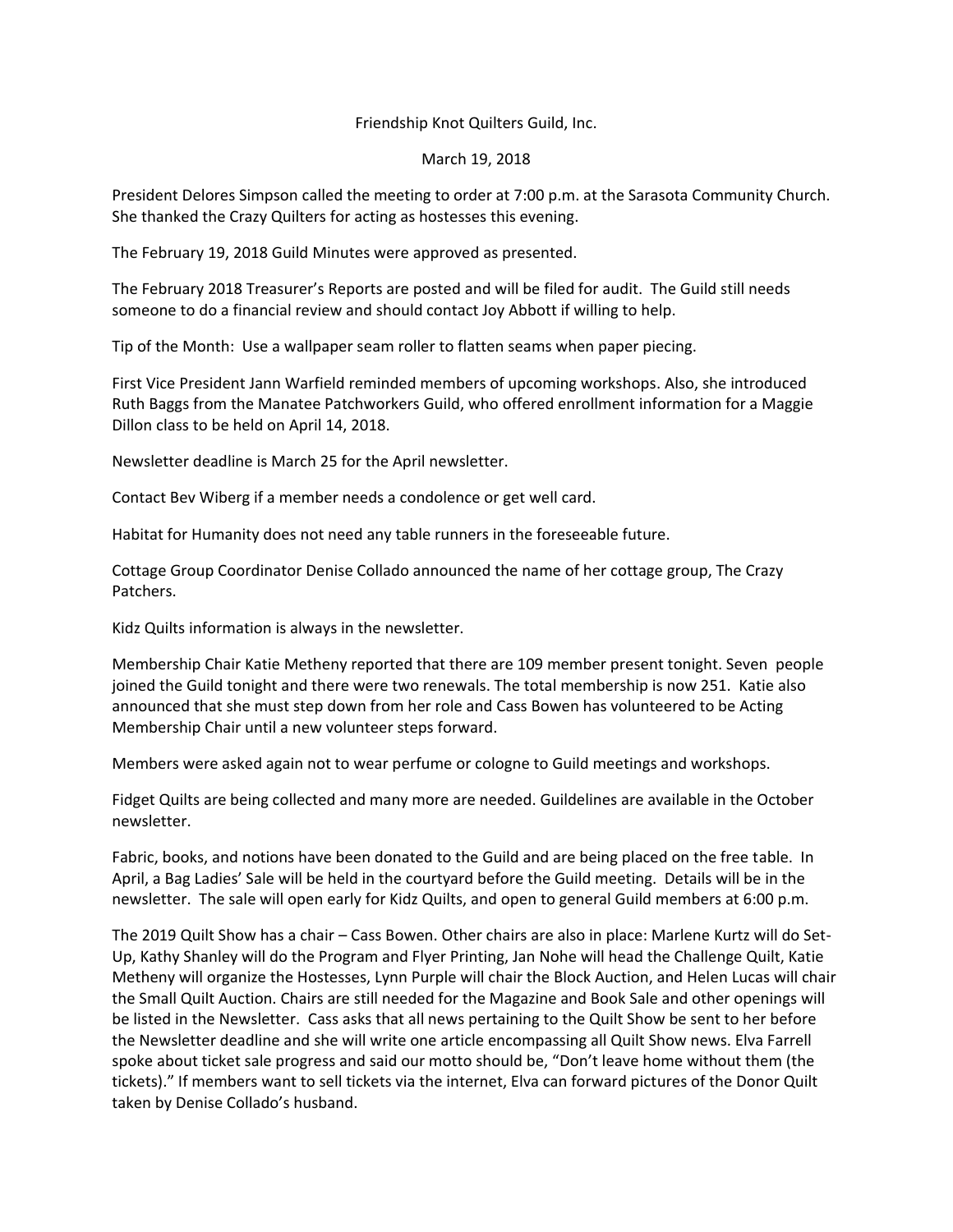Friendship Knot Quilters Guild, Inc.

March 19, 2018

President Delores Simpson called the meeting to order at 7:00 p.m. at the Sarasota Community Church. She thanked the Crazy Quilters for acting as hostesses this evening.

The February 19, 2018 Guild Minutes were approved as presented.

The February 2018 Treasurer's Reports are posted and will be filed for audit. The Guild still needs someone to do a financial review and should contact Joy Abbott if willing to help.

Tip of the Month: Use a wallpaper seam roller to flatten seams when paper piecing.

First Vice President Jann Warfield reminded members of upcoming workshops. Also, she introduced Ruth Baggs from the Manatee Patchworkers Guild, who offered enrollment information for a Maggie Dillon class to be held on April 14, 2018.

Newsletter deadline is March 25 for the April newsletter.

Contact Bev Wiberg if a member needs a condolence or get well card.

Habitat for Humanity does not need any table runners in the foreseeable future.

Cottage Group Coordinator Denise Collado announced the name of her cottage group, The Crazy Patchers.

Kidz Quilts information is always in the newsletter.

Membership Chair Katie Metheny reported that there are 109 member present tonight. Seven people joined the Guild tonight and there were two renewals. The total membership is now 251. Katie also announced that she must step down from her role and Cass Bowen has volunteered to be Acting Membership Chair until a new volunteer steps forward.

Members were asked again not to wear perfume or cologne to Guild meetings and workshops.

Fidget Quilts are being collected and many more are needed. Guildelines are available in the October newsletter.

Fabric, books, and notions have been donated to the Guild and are being placed on the free table. In April, a Bag Ladies' Sale will be held in the courtyard before the Guild meeting. Details will be in the newsletter. The sale will open early for Kidz Quilts, and open to general Guild members at 6:00 p.m.

The 2019 Quilt Show has a chair – Cass Bowen. Other chairs are also in place: Marlene Kurtz will do Set-Up, Kathy Shanley will do the Program and Flyer Printing, Jan Nohe will head the Challenge Quilt, Katie Metheny will organize the Hostesses, Lynn Purple will chair the Block Auction, and Helen Lucas will chair the Small Quilt Auction. Chairs are still needed for the Magazine and Book Sale and other openings will be listed in the Newsletter. Cass asks that all news pertaining to the Quilt Show be sent to her before the Newsletter deadline and she will write one article encompassing all Quilt Show news. Elva Farrell spoke about ticket sale progress and said our motto should be, "Don't leave home without them (the tickets)." If members want to sell tickets via the internet, Elva can forward pictures of the Donor Quilt taken by Denise Collado's husband.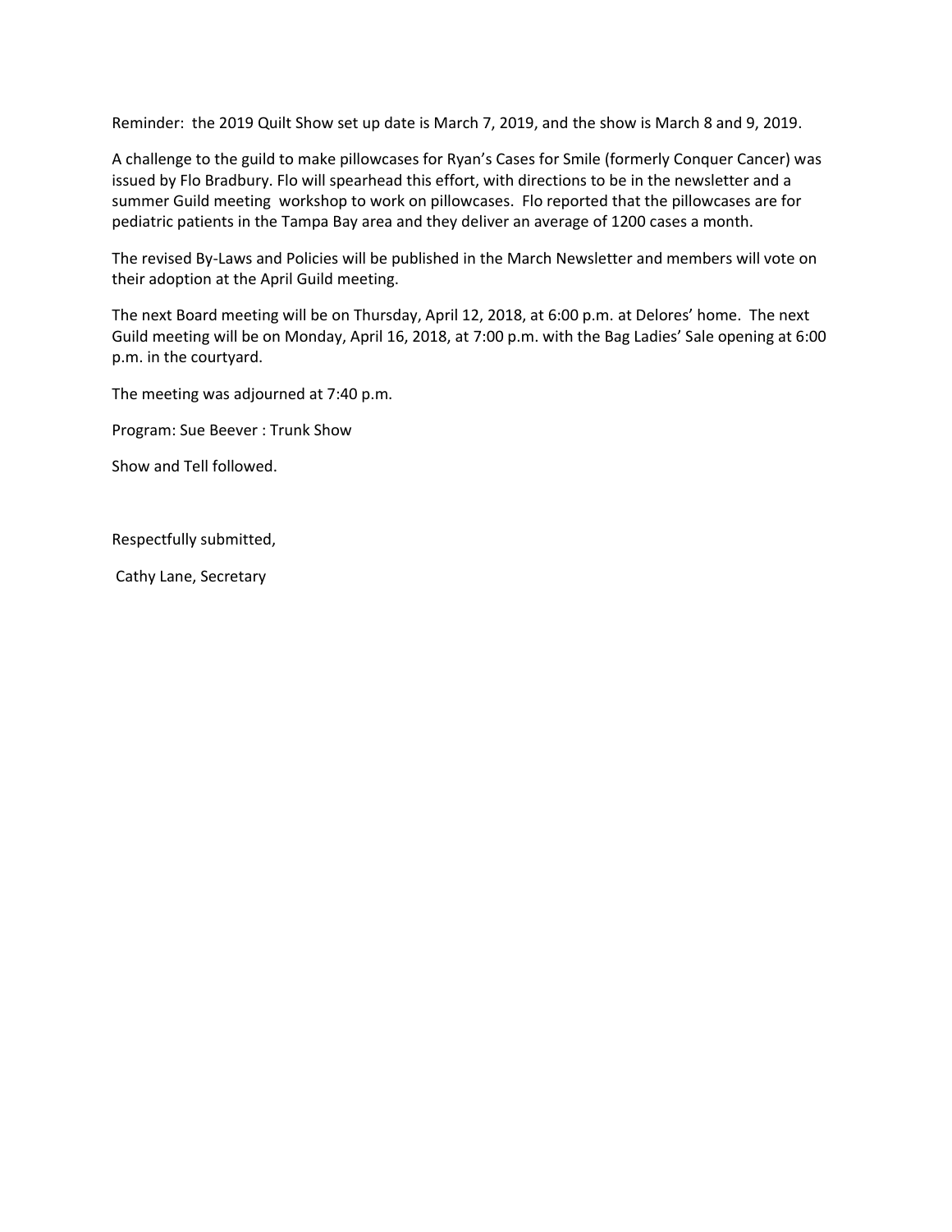Reminder: the 2019 Quilt Show set up date is March 7, 2019, and the show is March 8 and 9, 2019.

A challenge to the guild to make pillowcases for Ryan's Cases for Smile (formerly Conquer Cancer) was issued by Flo Bradbury. Flo will spearhead this effort, with directions to be in the newsletter and a summer Guild meeting workshop to work on pillowcases. Flo reported that the pillowcases are for pediatric patients in the Tampa Bay area and they deliver an average of 1200 cases a month.

The revised By-Laws and Policies will be published in the March Newsletter and members will vote on their adoption at the April Guild meeting.

The next Board meeting will be on Thursday, April 12, 2018, at 6:00 p.m. at Delores' home. The next Guild meeting will be on Monday, April 16, 2018, at 7:00 p.m. with the Bag Ladies' Sale opening at 6:00 p.m. in the courtyard.

The meeting was adjourned at 7:40 p.m.

Program: Sue Beever : Trunk Show

Show and Tell followed.

Respectfully submitted,

Cathy Lane, Secretary